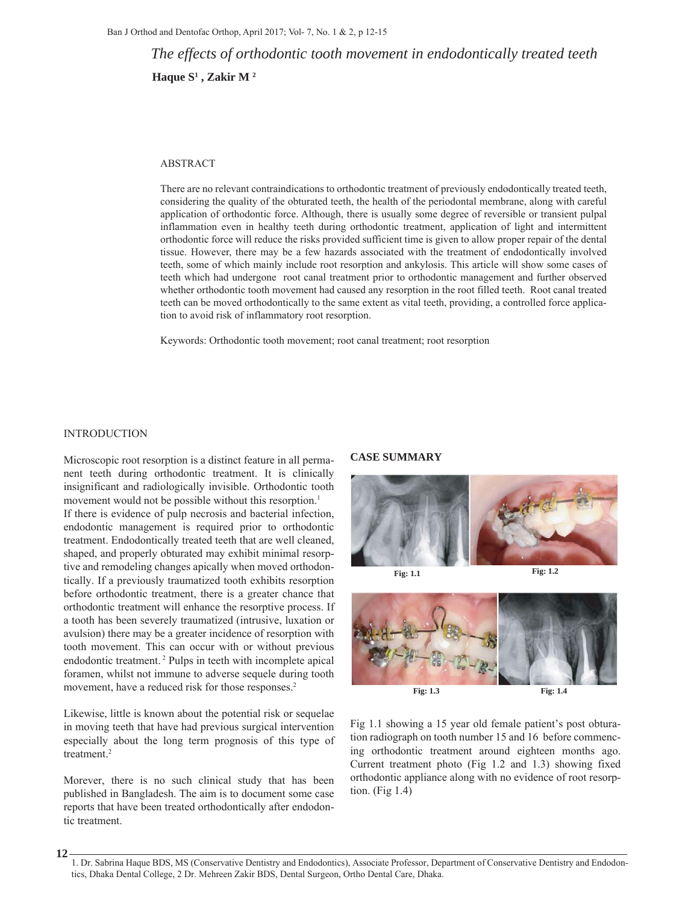# The effects of orthodontic tooth movement in endodontically treated teeth

**Haque S[1], Zakir M[2]**

## ABSTRACT

There are no relevant contraindications to orthodontic treatment of previously endodontically treated teeth, considering the quality of the obturated teeth, the health of the periodontal membrane, along with careful application of orthodontic force. Although, there is usually some degree of reversible or transient pulpal inflammation even in healthy teeth during orthodontic treatment, application of light and intermittent orthodontic force will reduce the risks provided sufficient time is given to allow proper repair of the dental tissue. However, there may be a few hazards associated with the treatment of endodontically involved teeth, some of which mainly include root resorption and ankylosis. This article will show some cases of teeth which had undergone root canal treatment prior to orthodontic management and further observed whether orthodontic tooth movement had caused any resorption in the root filled teeth. Root canal treated teeth can be moved orthodontically to the same extent as vital teeth, providing, a controlled force application to avoid risk of inflammatory root resorption.

Keywords: Orthodontic tooth movement; root canal treatment; root resorption

## INTRODUCTION

Microscopic root resorption is a distinct feature in all permanent teeth during orthodontic treatment. It is clinically insignificant and radiologically invisible. Orthodontic tooth movement would not be possible without this resorption.[1]
If there is evidence of pulp necrosis and bacterial infection, endodontic management is required prior to orthodontic treatment. Endodontically treated teeth that are well cleaned, shaped, and properly obturated may exhibit minimal resorptive and remodeling changes apically when moved orthodontically. If a previously traumatized tooth exhibits resorption before orthodontic treatment, there is a greater chance that orthodontic treatment will enhance the resorptive process. If a tooth has been severely traumatized (intrusive, luxation or avulsion) there may be a greater incidence of resorption with tooth movement. This can occur with or without previous endodontic treatment. [2] Pulps in teeth with incomplete apical foramen, whilst not immune to adverse sequele during tooth movement, have a reduced risk for those responses.[2]

Likewise, little is known about the potential risk or sequelae in moving teeth that have had previous surgical intervention especially about the long term prognosis of this type of treatment.[2]

Morever, there is no such clinical study that has been published in Bangladesh. The aim is to document some case reports that have been treated orthodontically after endodontic treatment.

## CASE SUMMARY

Fig: 1.1

Fig: 1.2

Fig: 1.3

Fig: 1.4

Fig 1.1 showing a 15 year old female patient's post obturation radiograph on tooth number 15 and 16 before commencing orthodontic treatment around eighteen months ago. Current treatment photo (Fig 1.2 and 1.3) showing fixed orthodontic appliance along with no evidence of root resorption. (Fig 1.4)

1. Dr. Sabrina Haque BDS, MS (Conservative Dentistry and Endodontics), Associate Professor, Department of Conservative Dentistry and Endodontics, Dhaka Dental College, 2 Dr. Mehreen Zakir BDS, Dental Surgeon, Ortho Dental Care, Dhaka.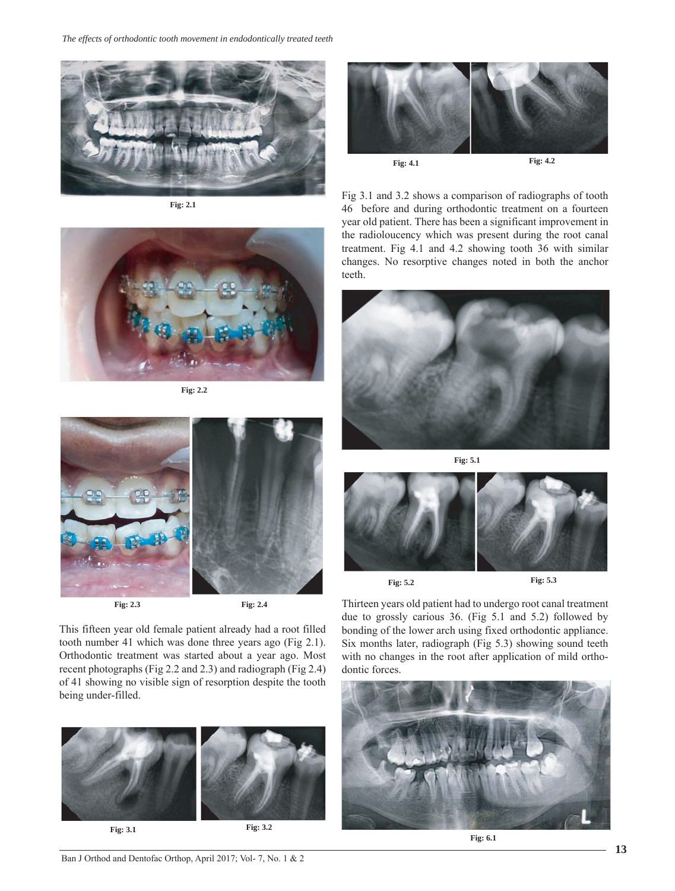Fig: 2.1

Fig: 2.2

Fig: 2.3

Fig: 2.4

This fifteen year old female patient already had a root filled tooth number 41 which was done three years ago (Fig 2.1). Orthodontic treatment was started about a year ago. Most recent photographs (Fig 2.2 and 2.3) and radiograph (Fig 2.4) of 41 showing no visible sign of resorption despite the tooth being under-filled.

Fig: 3.1

Fig: 3.2

Fig: 4.1

Fig: 4.2

Fig 3.1 and 3.2 shows a comparison of radiographs of tooth 46 before and during orthodontic treatment on a fourteen year old patient. There has been a significant improvement in the radioloucency which was present during the root canal treatment. Fig 4.1 and 4.2 showing tooth 36 with similar changes. No resorptive changes noted in both the anchor teeth.

Fig: 5.1

Fig: 5.2

Fig: 5.3

Thirteen years old patient had to undergo root canal treatment due to grossly carious 36. (Fig 5.1 and 5.2) followed by bonding of the lower arch using fixed orthodontic appliance. Six months later, radiograph (Fig 5.3) showing sound teeth with no changes in the root after application of mild orthodontic forces.

Fig: 6.1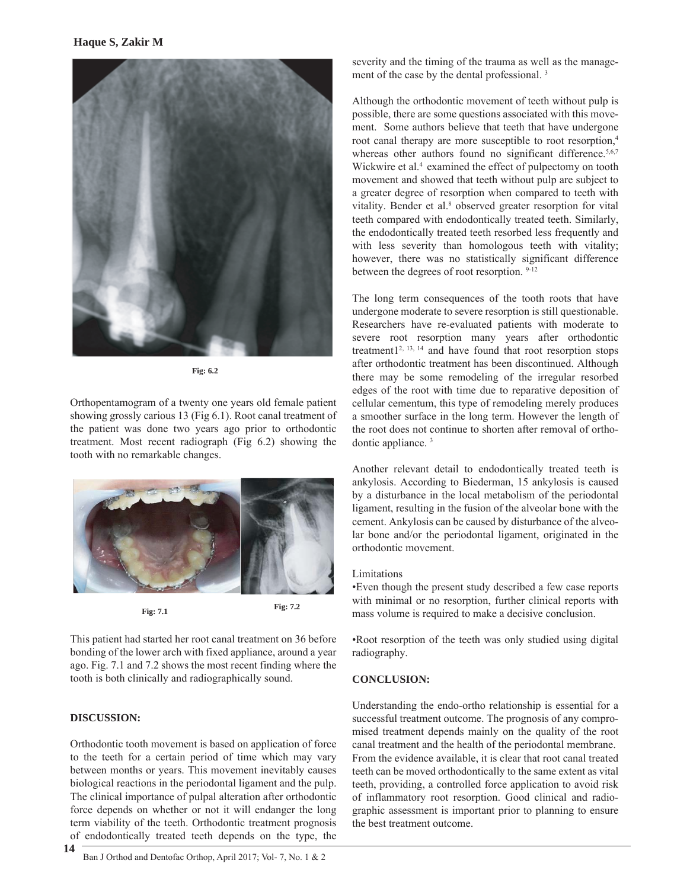Fig: 6.2

Orthopentamogram of a twenty one years old female patient showing grossly carious 13 (Fig 6.1). Root canal treatment of the patient was done two years ago prior to orthodontic treatment. Most recent radiograph (Fig 6.2) showing the tooth with no remarkable changes.

Fig: 7.1

Fig: 7.2

This patient had started her root canal treatment on 36 before bonding of the lower arch with fixed appliance, around a year ago. Fig. 7.1 and 7.2 shows the most recent finding where the tooth is both clinically and radiographically sound.

## DISCUSSION:

Orthodontic tooth movement is based on application of force to the teeth for a certain period of time which may vary between months or years. This movement inevitably causes biological reactions in the periodontal ligament and the pulp. The clinical importance of pulpal alteration after orthodontic force depends on whether or not it will endanger the long term viability of the teeth. Orthodontic treatment prognosis of endodontically treated teeth depends on the type, the severity and the timing of the trauma as well as the management of the case by the dental professional. [3]

Although the orthodontic movement of teeth without pulp is possible, there are some questions associated with this movement. Some authors believe that teeth that have undergone root canal therapy are more susceptible to root resorption,[4] whereas other authors found no significant difference.[5,6,7] Wickwire et al.[4] examined the effect of pulpectomy on tooth movement and showed that teeth without pulp are subject to a greater degree of resorption when compared to teeth with vitality. Bender et al.[8] observed greater resorption for vital teeth compared with endodontically treated teeth. Similarly, the endodontically treated teeth resorbed less frequently and with less severity than homologous teeth with vitality; however, there was no statistically significant difference between the degrees of root resorption. [9-12]

The long term consequences of the tooth roots that have undergone moderate to severe resorption is still questionable. Researchers have re-evaluated patients with moderate to severe root resorption many years after orthodontic treatment1[2, 13, 14] and have found that root resorption stops after orthodontic treatment has been discontinued. Although there may be some remodeling of the irregular resorbed edges of the root with time due to reparative deposition of cellular cementum, this type of remodeling merely produces a smoother surface in the long term. However the length of the root does not continue to shorten after removal of orthodontic appliance. [3]

Another relevant detail to endodontically treated teeth is ankylosis. According to Biederman, 15 ankylosis is caused by a disturbance in the local metabolism of the periodontal ligament, resulting in the fusion of the alveolar bone with the cement. Ankylosis can be caused by disturbance of the alveolar bone and/or the periodontal ligament, originated in the orthodontic movement.

Limitations

- Even though the present study described a few case reports with minimal or no resorption, further clinical reports with mass volume is required to make a decisive conclusion.
- Root resorption of the teeth was only studied using digital radiography.

## CONCLUSION:

Understanding the endo-ortho relationship is essential for a successful treatment outcome. The prognosis of any compromised treatment depends mainly on the quality of the root canal treatment and the health of the periodontal membrane. From the evidence available, it is clear that root canal treated teeth can be moved orthodontically to the same extent as vital teeth, providing, a controlled force application to avoid risk of inflammatory root resorption. Good clinical and radiographic assessment is important prior to planning to ensure the best treatment outcome.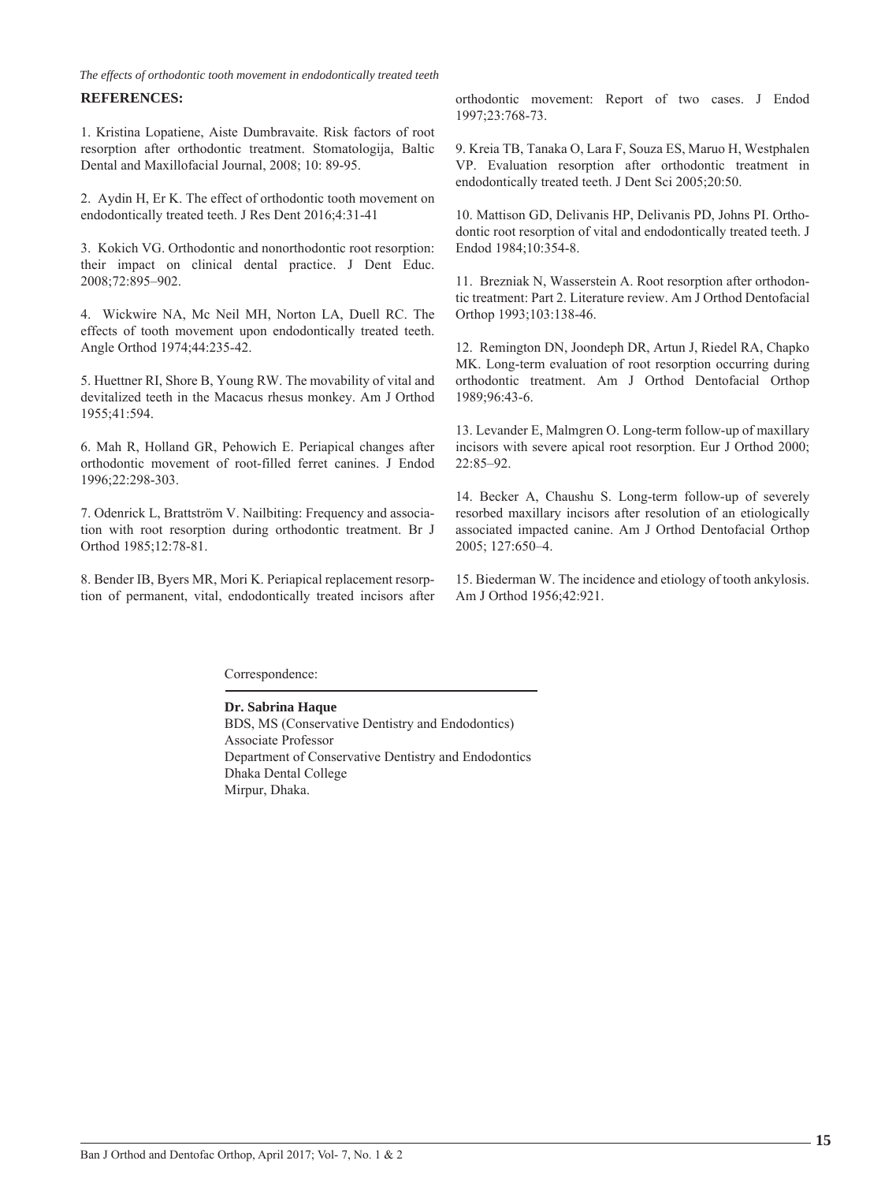## REFERENCES:

1. Kristina Lopatiene, Aiste Dumbravaite. Risk factors of root resorption after orthodontic treatment. Stomatologija, Baltic Dental and Maxillofacial Journal, 2008; 10: 89-95.

2. Aydin H, Er K. The effect of orthodontic tooth movement on endodontically treated teeth. J Res Dent 2016;4:31-41

3. Kokich VG. Orthodontic and nonorthodontic root resorption: their impact on clinical dental practice. J Dent Educ. 2008;72:895–902.

4. Wickwire NA, Mc Neil MH, Norton LA, Duell RC. The effects of tooth movement upon endodontically treated teeth. Angle Orthod 1974;44:235-42.

5. Huettner RI, Shore B, Young RW. The movability of vital and devitalized teeth in the Macacus rhesus monkey. Am J Orthod 1955;41:594.

6. Mah R, Holland GR, Pehowich E. Periapical changes after orthodontic movement of root-filled ferret canines. J Endod 1996;22:298-303.

7. Odenrick L, Brattström V. Nailbiting: Frequency and association with root resorption during orthodontic treatment. Br J Orthod 1985;12:78-81.

8. Bender IB, Byers MR, Mori K. Periapical replacement resorption of permanent, vital, endodontically treated incisors after orthodontic movement: Report of two cases. J Endod 1997;23:768-73.

9. Kreia TB, Tanaka O, Lara F, Souza ES, Maruo H, Westphalen VP. Evaluation resorption after orthodontic treatment in endodontically treated teeth. J Dent Sci 2005;20:50.

10. Mattison GD, Delivanis HP, Delivanis PD, Johns PI. Orthodontic root resorption of vital and endodontically treated teeth. J Endod 1984;10:354-8.

11. Brezniak N, Wasserstein A. Root resorption after orthodontic treatment: Part 2. Literature review. Am J Orthod Dentofacial Orthop 1993;103:138-46.

12. Remington DN, Joondeph DR, Artun J, Riedel RA, Chapko MK. Long-term evaluation of root resorption occurring during orthodontic treatment. Am J Orthod Dentofacial Orthop 1989;96:43-6.

13. Levander E, Malmgren O. Long-term follow-up of maxillary incisors with severe apical root resorption. Eur J Orthod 2000; 22:85–92.

14. Becker A, Chaushu S. Long-term follow-up of severely resorbed maxillary incisors after resolution of an etiologically associated impacted canine. Am J Orthod Dentofacial Orthop 2005; 127:650–4.

15. Biederman W. The incidence and etiology of tooth ankylosis. Am J Orthod 1956;42:921.

Correspondence:

**Dr. Sabrina Haque**
BDS, MS (Conservative Dentistry and Endodontics)
Associate Professor
Department of Conservative Dentistry and Endodontics
Dhaka Dental College
Mirpur, Dhaka.